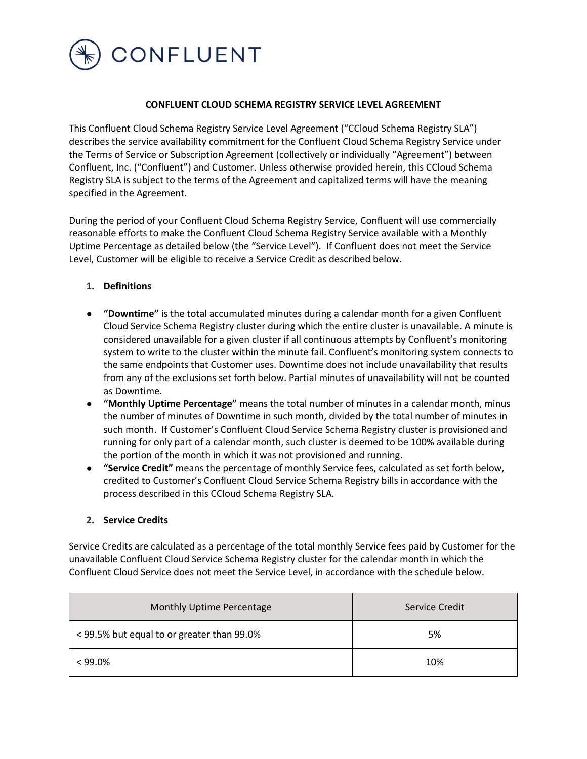CONFLUENT

**CONFLUENT CLOUD SCHEMA REGISTRY SERVICE LEVEL AGREEMENT**

This Confluent Cloud Schema Registry Service Level Agreement ("CCloud Schema Registry SLA") describes the service availability commitment for the Confluent Cloud Schema Registry Service under the Terms of Service or Subscription Agreement (collectively or individually "Agreement") between Confluent, Inc. ("Confluent") and Customer. Unless otherwise provided herein, this CCloud Schema Registry SLA is subject to the terms of the Agreement and capitalized terms will have the meaning specified in the Agreement.

During the period of your Confluent Cloud Schema Registry Service, Confluent will use commercially reasonable efforts to make the Confluent Cloud Schema Registry Service available with a Monthly Uptime Percentage as detailed below (the "Service Level"). If Confluent does not meet the Service Level, Customer will be eligible to receive a Service Credit as described below.

1. **Definitions**

- **"Downtime"** is the total accumulated minutes during a calendar month for a given Confluent Cloud Service Schema Registry cluster during which the entire cluster is unavailable. A minute is considered unavailable for a given cluster if all continuous attempts by Confluent's monitoring system to write to the cluster within the minute fail. Confluent's monitoring system connects to the same endpoints that Customer uses. Downtime does not include unavailability that results from any of the exclusions set forth below. Partial minutes of unavailability will not be counted as Downtime.
- **"Monthly Uptime Percentage"** means the total number of minutes in a calendar month, minus the number of minutes of Downtime in such month, divided by the total number of minutes in such month. If Customer's Confluent Cloud Service Schema Registry cluster is provisioned and running for only part of a calendar month, such cluster is deemed to be 100% available during the portion of the month in which it was not provisioned and running.
- **"Service Credit"** means the percentage of monthly Service fees, calculated as set forth below, credited to Customer's Confluent Cloud Service Schema Registry bills in accordance with the process described in this CCloud Schema Registry SLA.

2. **Service Credits**

Service Credits are calculated as a percentage of the total monthly Service fees paid by Customer for the unavailable Confluent Cloud Service Schema Registry cluster for the calendar month in which the Confluent Cloud Service does not meet the Service Level, in accordance with the schedule below.

| Monthly Uptime Percentage | Service Credit |
|---|---|
| < 99.5% but equal to or greater than 99.0% | 5% |
| < 99.0% | 10% |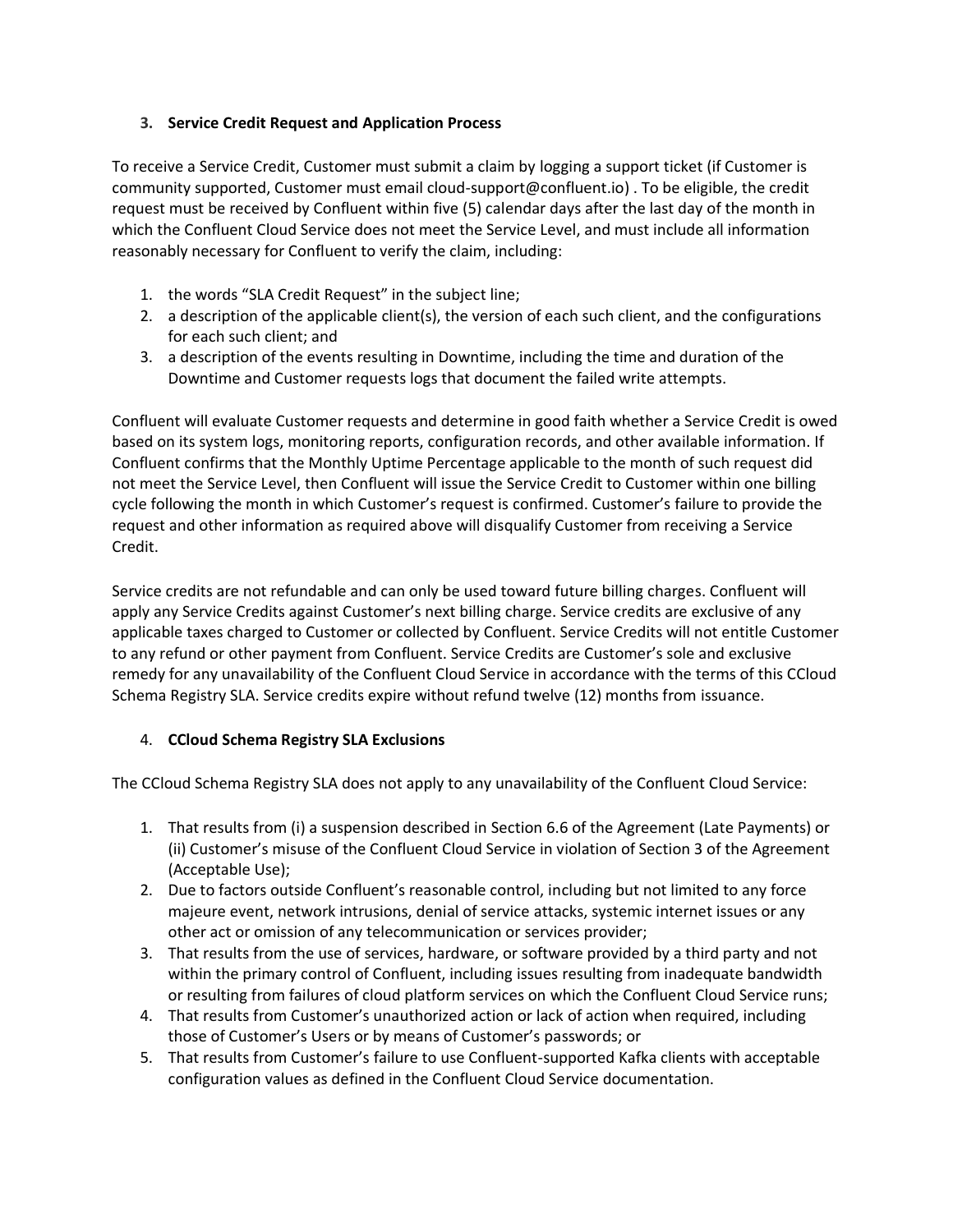### 3. **Service Credit Request and Application Process**

To receive a Service Credit, Customer must submit a claim by logging a support ticket (if Customer is community supported, Customer must email cloud-support@confluent.io) . To be eligible, the credit request must be received by Confluent within five (5) calendar days after the last day of the month in which the Confluent Cloud Service does not meet the Service Level, and must include all information reasonably necessary for Confluent to verify the claim, including:

1. the words "SLA Credit Request" in the subject line;
2. a description of the applicable client(s), the version of each such client, and the configurations for each such client; and
3. a description of the events resulting in Downtime, including the time and duration of the Downtime and Customer requests logs that document the failed write attempts.

Confluent will evaluate Customer requests and determine in good faith whether a Service Credit is owed based on its system logs, monitoring reports, configuration records, and other available information. If Confluent confirms that the Monthly Uptime Percentage applicable to the month of such request did not meet the Service Level, then Confluent will issue the Service Credit to Customer within one billing cycle following the month in which Customer's request is confirmed. Customer's failure to provide the request and other information as required above will disqualify Customer from receiving a Service Credit.

Service credits are not refundable and can only be used toward future billing charges. Confluent will apply any Service Credits against Customer's next billing charge. Service credits are exclusive of any applicable taxes charged to Customer or collected by Confluent. Service Credits will not entitle Customer to any refund or other payment from Confluent. Service Credits are Customer's sole and exclusive remedy for any unavailability of the Confluent Cloud Service in accordance with the terms of this CCloud Schema Registry SLA. Service credits expire without refund twelve (12) months from issuance.

### 4. **CCloud Schema Registry SLA Exclusions**

The CCloud Schema Registry SLA does not apply to any unavailability of the Confluent Cloud Service:

1. That results from (i) a suspension described in Section 6.6 of the Agreement (Late Payments) or (ii) Customer's misuse of the Confluent Cloud Service in violation of Section 3 of the Agreement (Acceptable Use);
2. Due to factors outside Confluent's reasonable control, including but not limited to any force majeure event, network intrusions, denial of service attacks, systemic internet issues or any other act or omission of any telecommunication or services provider;
3. That results from the use of services, hardware, or software provided by a third party and not within the primary control of Confluent, including issues resulting from inadequate bandwidth or resulting from failures of cloud platform services on which the Confluent Cloud Service runs;
4. That results from Customer's unauthorized action or lack of action when required, including those of Customer's Users or by means of Customer's passwords; or
5. That results from Customer's failure to use Confluent-supported Kafka clients with acceptable configuration values as defined in the Confluent Cloud Service documentation.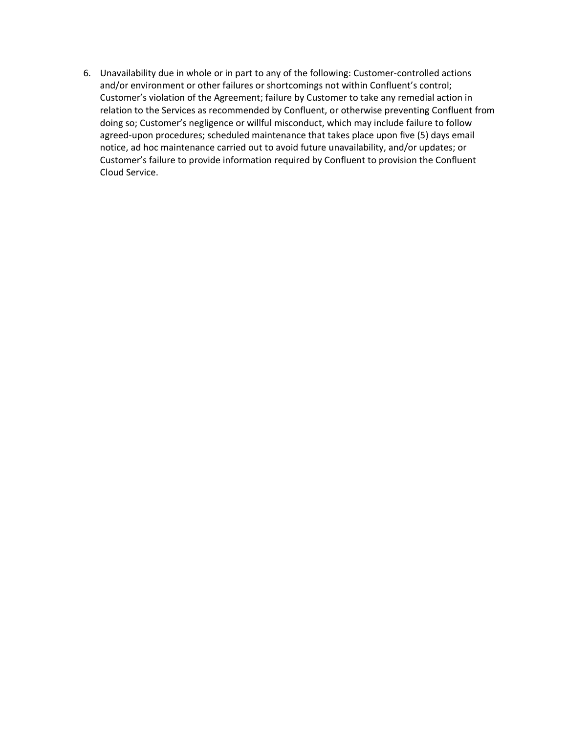6. Unavailability due in whole or in part to any of the following: Customer-controlled actions and/or environment or other failures or shortcomings not within Confluent's control; Customer's violation of the Agreement; failure by Customer to take any remedial action in relation to the Services as recommended by Confluent, or otherwise preventing Confluent from doing so; Customer's negligence or willful misconduct, which may include failure to follow agreed-upon procedures; scheduled maintenance that takes place upon five (5) days email notice, ad hoc maintenance carried out to avoid future unavailability, and/or updates; or Customer's failure to provide information required by Confluent to provision the Confluent Cloud Service.